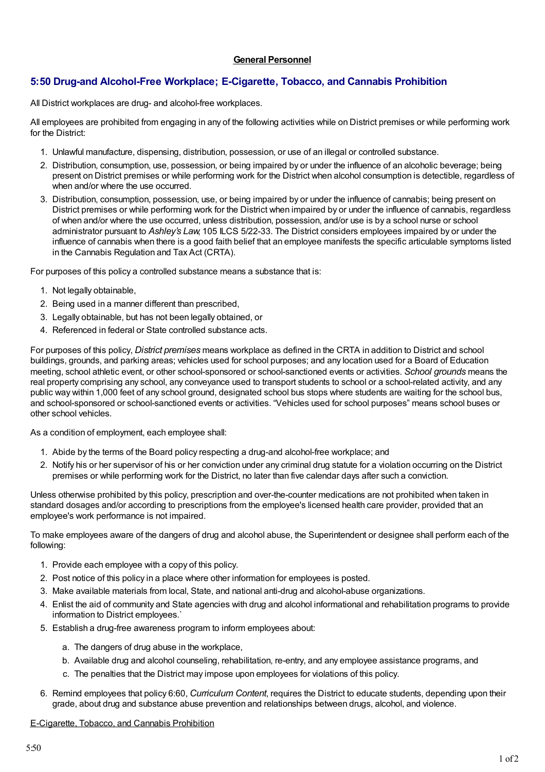**General Personnel**

## 5:50 Drug-and Alcohol-Free Workplace; E-Cigarette, Tobacco, and Cannabis Prohibition

All District workplaces are drug- and alcohol-free workplaces.

All employees are prohibited from engaging in any of the following activities while on District premises or while performing work for the District:

1. Unlawful manufacture, dispensing, distribution, possession, or use of an illegal or controlled substance.
2. Distribution, consumption, use, possession, or being impaired by or under the influence of an alcoholic beverage; being present on District premises or while performing work for the District when alcohol consumption is detectible, regardless of when and/or where the use occurred.
3. Distribution, consumption, possession, use, or being impaired by or under the influence of cannabis; being present on District premises or while performing work for the District when impaired by or under the influence of cannabis, regardless of when and/or where the use occurred, unless distribution, possession, and/or use is by a school nurse or school administrator pursuant to *Ashley's Law*, 105 ILCS 5/22-33. The District considers employees impaired by or under the influence of cannabis when there is a good faith belief that an employee manifests the specific articulable symptoms listed in the Cannabis Regulation and Tax Act (CRTA).

For purposes of this policy a controlled substance means a substance that is:

1. Not legally obtainable,
2. Being used in a manner different than prescribed,
3. Legally obtainable, but has not been legally obtained, or
4. Referenced in federal or State controlled substance acts.

For purposes of this policy, *District premises* means workplace as defined in the CRTA in addition to District and school buildings, grounds, and parking areas; vehicles used for school purposes; and any location used for a Board of Education meeting, school athletic event, or other school-sponsored or school-sanctioned events or activities. *School grounds* means the real property comprising any school, any conveyance used to transport students to school or a school-related activity, and any public way within 1,000 feet of any school ground, designated school bus stops where students are waiting for the school bus, and school-sponsored or school-sanctioned events or activities. "Vehicles used for school purposes" means school buses or other school vehicles.

As a condition of employment, each employee shall:

1. Abide by the terms of the Board policy respecting a drug-and alcohol-free workplace; and
2. Notify his or her supervisor of his or her conviction under any criminal drug statute for a violation occurring on the District premises or while performing work for the District, no later than five calendar days after such a conviction.

Unless otherwise prohibited by this policy, prescription and over-the-counter medications are not prohibited when taken in standard dosages and/or according to prescriptions from the employee's licensed health care provider, provided that an employee's work performance is not impaired.

To make employees aware of the dangers of drug and alcohol abuse, the Superintendent or designee shall perform each of the following:

1. Provide each employee with a copy of this policy.
2. Post notice of this policy in a place where other information for employees is posted.
3. Make available materials from local, State, and national anti-drug and alcohol-abuse organizations.
4. Enlist the aid of community and State agencies with drug and alcohol informational and rehabilitation programs to provide information to District employees.`
5. Establish a drug-free awareness program to inform employees about:
   a. The dangers of drug abuse in the workplace,
   b. Available drug and alcohol counseling, rehabilitation, re-entry, and any employee assistance programs, and
   c. The penalties that the District may impose upon employees for violations of this policy.
6. Remind employees that policy 6:60, *Curriculum Content*, requires the District to educate students, depending upon their grade, about drug and substance abuse prevention and relationships between drugs, alcohol, and violence.

<u>E-Cigarette, Tobacco, and Cannabis Prohibition</u>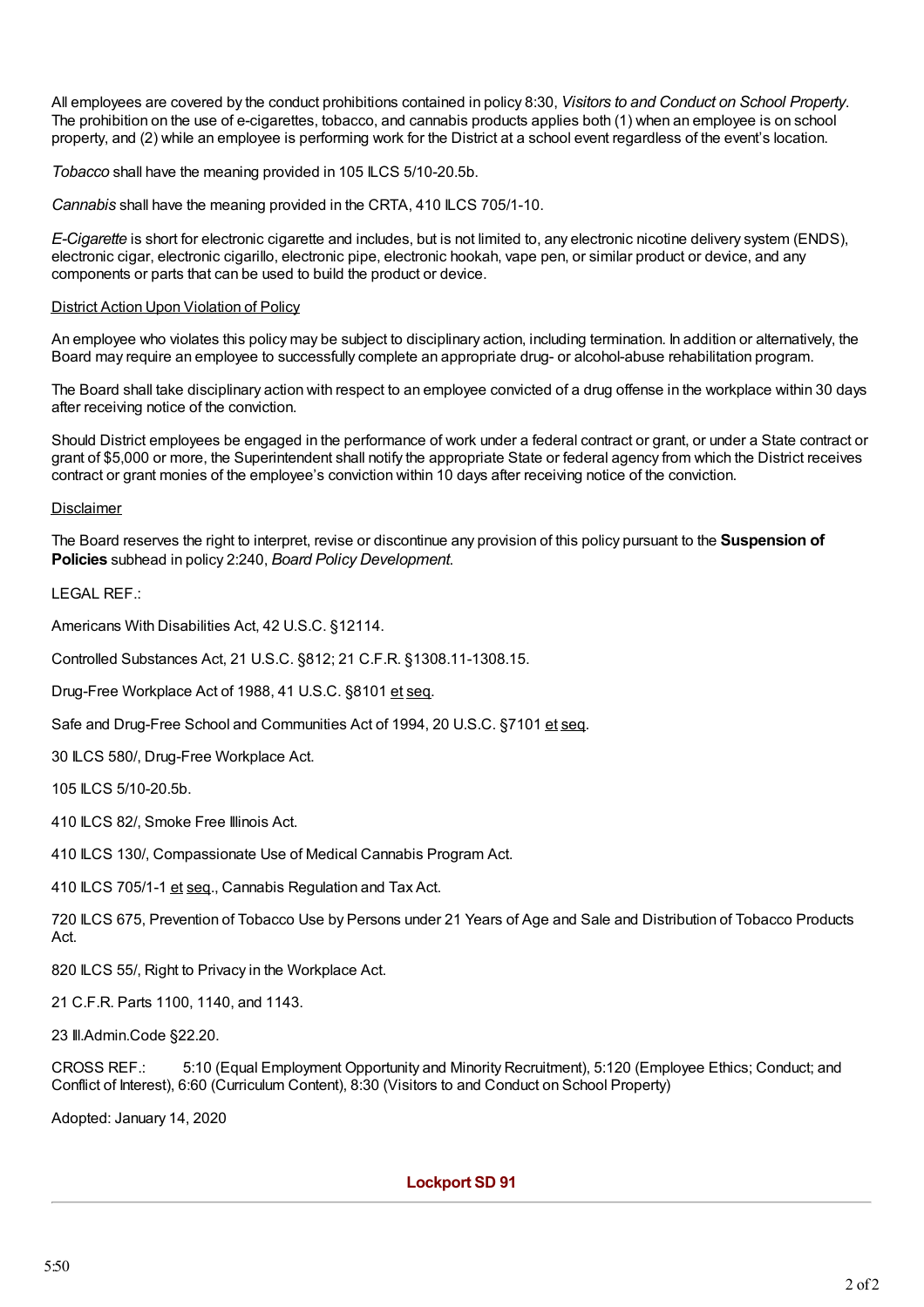All employees are covered by the conduct prohibitions contained in policy 8:30, *Visitors to and Conduct on School Property*. The prohibition on the use of e-cigarettes, tobacco, and cannabis products applies both (1) when an employee is on school property, and (2) while an employee is performing work for the District at a school event regardless of the event's location.

*Tobacco* shall have the meaning provided in 105 ILCS 5/10-20.5b.

*Cannabis* shall have the meaning provided in the CRTA, 410 ILCS 705/1-10.

*E-Cigarette* is short for electronic cigarette and includes, but is not limited to, any electronic nicotine delivery system (ENDS), electronic cigar, electronic cigarillo, electronic pipe, electronic hookah, vape pen, or similar product or device, and any components or parts that can be used to build the product or device.

<u>District Action Upon Violation of Policy</u>

An employee who violates this policy may be subject to disciplinary action, including termination. In addition or alternatively, the Board may require an employee to successfully complete an appropriate drug- or alcohol-abuse rehabilitation program.

The Board shall take disciplinary action with respect to an employee convicted of a drug offense in the workplace within 30 days after receiving notice of the conviction.

Should District employees be engaged in the performance of work under a federal contract or grant, or under a State contract or grant of $5,000 or more, the Superintendent shall notify the appropriate State or federal agency from which the District receives contract or grant monies of the employee's conviction within 10 days after receiving notice of the conviction.

<u>Disclaimer</u>

The Board reserves the right to interpret, revise or discontinue any provision of this policy pursuant to the **Suspension of Policies** subhead in policy 2:240, *Board Policy Development*.

LEGAL REF.:

Americans With Disabilities Act, 42 U.S.C. §12114.

Controlled Substances Act, 21 U.S.C. §812; 21 C.F.R. §1308.11-1308.15.

Drug-Free Workplace Act of 1988, 41 U.S.C. §8101 <u>et seq</u>.

Safe and Drug-Free School and Communities Act of 1994, 20 U.S.C. §7101 <u>et seq</u>.

30 ILCS 580/, Drug-Free Workplace Act.

105 ILCS 5/10-20.5b.

410 ILCS 82/, Smoke Free Illinois Act.

410 ILCS 130/, Compassionate Use of Medical Cannabis Program Act.

410 ILCS 705/1-1 <u>et seq</u>., Cannabis Regulation and Tax Act.

720 ILCS 675, Prevention of Tobacco Use by Persons under 21 Years of Age and Sale and Distribution of Tobacco Products Act.

820 ILCS 55/, Right to Privacy in the Workplace Act.

21 C.F.R. Parts 1100, 1140, and 1143.

23 Ill.Admin.Code §22.20.

CROSS REF.: 5:10 (Equal Employment Opportunity and Minority Recruitment), 5:120 (Employee Ethics; Conduct; and Conflict of Interest), 6:60 (Curriculum Content), 8:30 (Visitors to and Conduct on School Property)

Adopted: January 14, 2020

**Lockport SD 91**